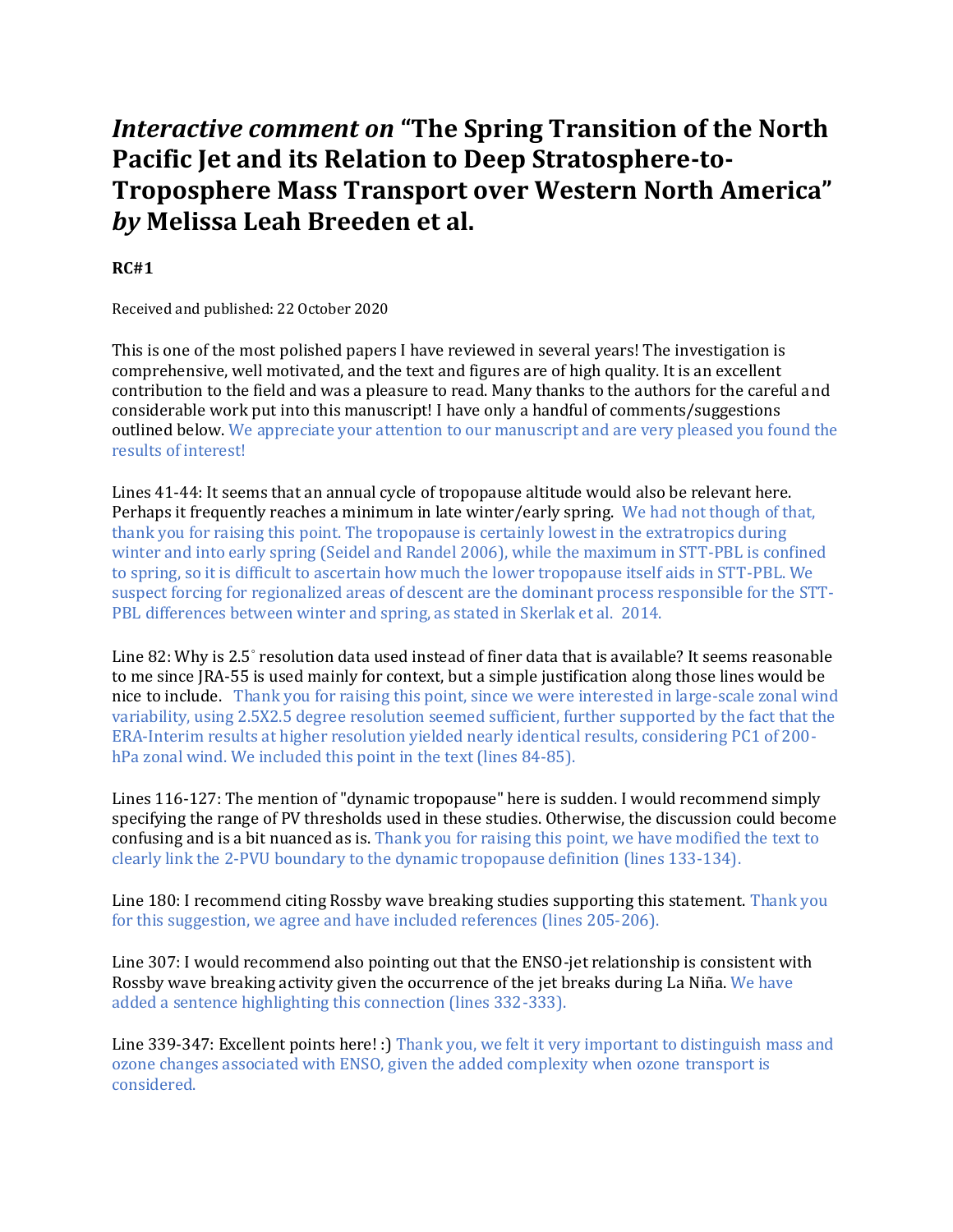# *Interactive comment on* "The Spring Transition of the North Pacific Jet and its Relation to Deep Stratosphere-to-Troposphere Mass Transport over Western North America" *by* Melissa Leah Breeden et al.

**RC#1**

Received and published: 22 October 2020

This is one of the most polished papers I have reviewed in several years! The investigation is comprehensive, well motivated, and the text and figures are of high quality. It is an excellent contribution to the field and was a pleasure to read. Many thanks to the authors for the careful and considerable work put into this manuscript! I have only a handful of comments/suggestions outlined below. We appreciate your attention to our manuscript and are very pleased you found the results of interest!

Lines 41-44: It seems that an annual cycle of tropopause altitude would also be relevant here. Perhaps it frequently reaches a minimum in late winter/early spring. We had not though of that, thank you for raising this point. The tropopause is certainly lowest in the extratropics during winter and into early spring (Seidel and Randel 2006), while the maximum in STT-PBL is confined to spring, so it is difficult to ascertain how much the lower tropopause itself aids in STT-PBL. We suspect forcing for regionalized areas of descent are the dominant process responsible for the STT-PBL differences between winter and spring, as stated in Skerlak et al. 2014.

Line 82: Why is 2.5° resolution data used instead of finer data that is available? It seems reasonable to me since JRA-55 is used mainly for context, but a simple justification along those lines would be nice to include. Thank you for raising this point, since we were interested in large-scale zonal wind variability, using 2.5X2.5 degree resolution seemed sufficient, further supported by the fact that the ERA-Interim results at higher resolution yielded nearly identical results, considering PC1 of 200-hPa zonal wind. We included this point in the text (lines 84-85).

Lines 116-127: The mention of "dynamic tropopause" here is sudden. I would recommend simply specifying the range of PV thresholds used in these studies. Otherwise, the discussion could become confusing and is a bit nuanced as is. Thank you for raising this point, we have modified the text to clearly link the 2-PVU boundary to the dynamic tropopause definition (lines 133-134).

Line 180: I recommend citing Rossby wave breaking studies supporting this statement. Thank you for this suggestion, we agree and have included references (lines 205-206).

Line 307: I would recommend also pointing out that the ENSO-jet relationship is consistent with Rossby wave breaking activity given the occurrence of the jet breaks during La Niña. We have added a sentence highlighting this connection (lines 332-333).

Line 339-347: Excellent points here! :) Thank you, we felt it very important to distinguish mass and ozone changes associated with ENSO, given the added complexity when ozone transport is considered.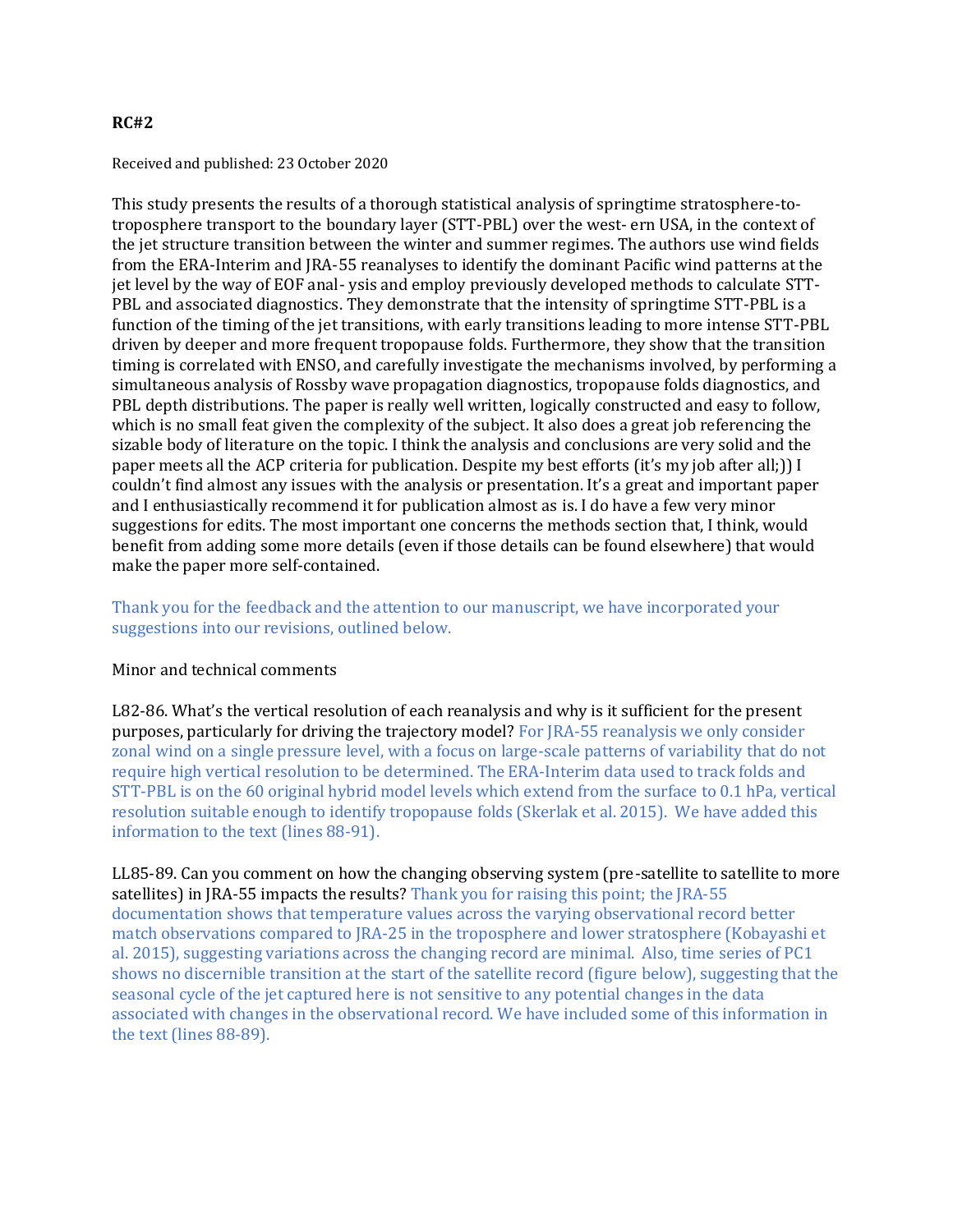**RC#2**

Received and published: 23 October 2020

This study presents the results of a thorough statistical analysis of springtime stratosphere-to-troposphere transport to the boundary layer (STT-PBL) over the west- ern USA, in the context of the jet structure transition between the winter and summer regimes. The authors use wind fields from the ERA-Interim and JRA-55 reanalyses to identify the dominant Pacific wind patterns at the jet level by the way of EOF anal- ysis and employ previously developed methods to calculate STT-PBL and associated diagnostics. They demonstrate that the intensity of springtime STT-PBL is a function of the timing of the jet transitions, with early transitions leading to more intense STT-PBL driven by deeper and more frequent tropopause folds. Furthermore, they show that the transition timing is correlated with ENSO, and carefully investigate the mechanisms involved, by performing a simultaneous analysis of Rossby wave propagation diagnostics, tropopause folds diagnostics, and PBL depth distributions. The paper is really well written, logically constructed and easy to follow, which is no small feat given the complexity of the subject. It also does a great job referencing the sizable body of literature on the topic. I think the analysis and conclusions are very solid and the paper meets all the ACP criteria for publication. Despite my best efforts (it's my job after all;)) I couldn't find almost any issues with the analysis or presentation. It's a great and important paper and I enthusiastically recommend it for publication almost as is. I do have a few very minor suggestions for edits. The most important one concerns the methods section that, I think, would benefit from adding some more details (even if those details can be found elsewhere) that would make the paper more self-contained.

Thank you for the feedback and the attention to our manuscript, we have incorporated your suggestions into our revisions, outlined below.

Minor and technical comments

L82-86. What's the vertical resolution of each reanalysis and why is it sufficient for the present purposes, particularly for driving the trajectory model? For JRA-55 reanalysis we only consider zonal wind on a single pressure level, with a focus on large-scale patterns of variability that do not require high vertical resolution to be determined. The ERA-Interim data used to track folds and STT-PBL is on the 60 original hybrid model levels which extend from the surface to 0.1 hPa, vertical resolution suitable enough to identify tropopause folds (Skerlak et al. 2015). We have added this information to the text (lines 88-91).

LL85-89. Can you comment on how the changing observing system (pre-satellite to satellite to more satellites) in JRA-55 impacts the results? Thank you for raising this point; the JRA-55 documentation shows that temperature values across the varying observational record better match observations compared to JRA-25 in the troposphere and lower stratosphere (Kobayashi et al. 2015), suggesting variations across the changing record are minimal. Also, time series of PC1 shows no discernible transition at the start of the satellite record (figure below), suggesting that the seasonal cycle of the jet captured here is not sensitive to any potential changes in the data associated with changes in the observational record. We have included some of this information in the text (lines 88-89).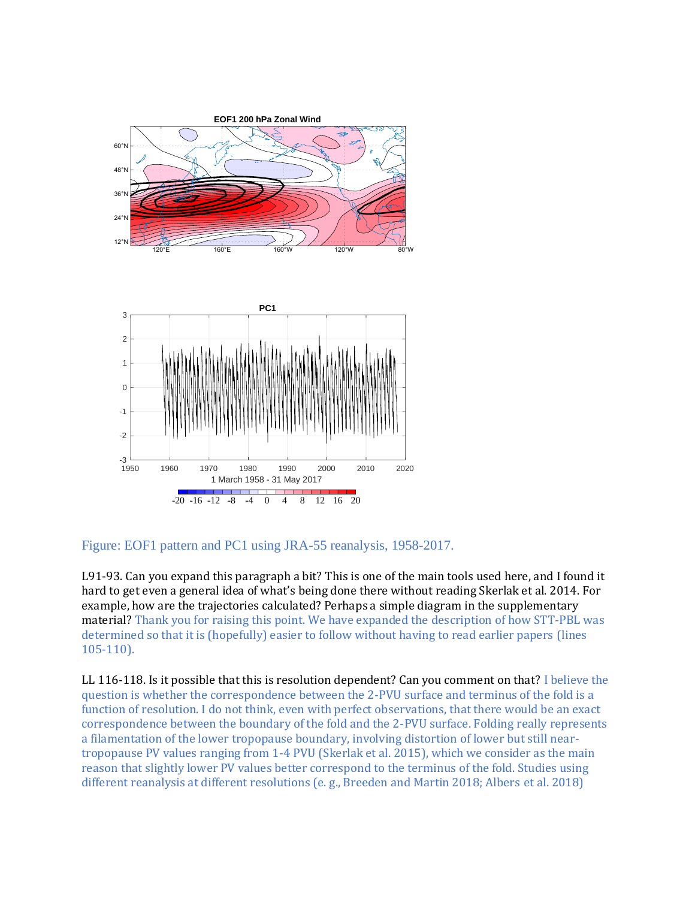Figure: EOF1 pattern and PC1 using JRA-55 reanalysis, 1958-2017.

L91-93. Can you expand this paragraph a bit? This is one of the main tools used here, and I found it hard to get even a general idea of what's being done there without reading Skerlak et al. 2014. For example, how are the trajectories calculated? Perhaps a simple diagram in the supplementary material? Thank you for raising this point. We have expanded the description of how STT-PBL was determined so that it is (hopefully) easier to follow without having to read earlier papers (lines 105-110).

LL 116-118. Is it possible that this is resolution dependent? Can you comment on that? I believe the question is whether the correspondence between the 2-PVU surface and terminus of the fold is a function of resolution. I do not think, even with perfect observations, that there would be an exact correspondence between the boundary of the fold and the 2-PVU surface. Folding really represents a filamentation of the lower tropopause boundary, involving distortion of lower but still near-tropopause PV values ranging from 1-4 PVU (Skerlak et al. 2015), which we consider as the main reason that slightly lower PV values better correspond to the terminus of the fold. Studies using different reanalysis at different resolutions (e. g., Breeden and Martin 2018; Albers et al. 2018)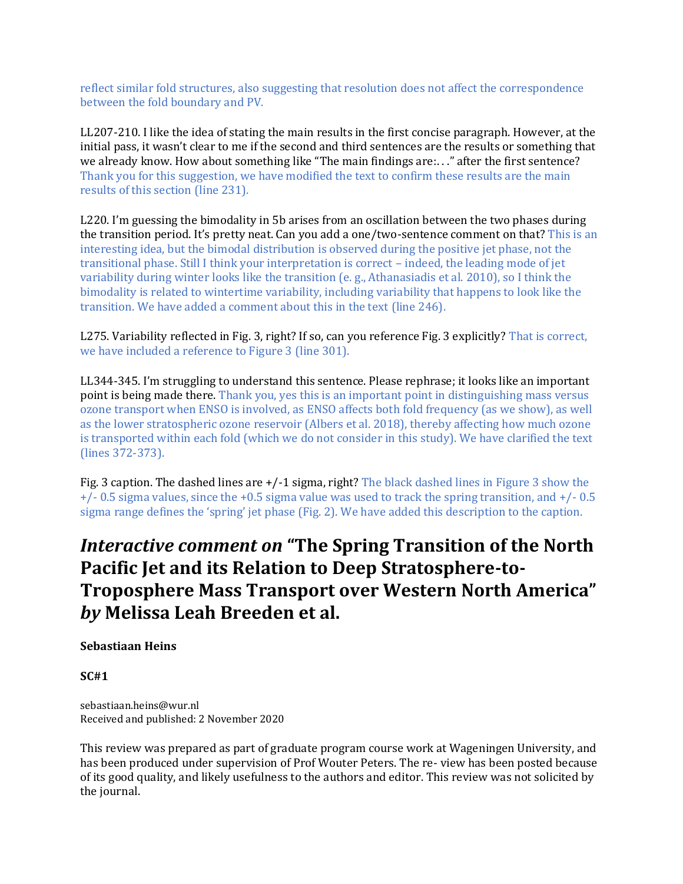reflect similar fold structures, also suggesting that resolution does not affect the correspondence between the fold boundary and PV.

LL207-210. I like the idea of stating the main results in the first concise paragraph. However, at the initial pass, it wasn't clear to me if the second and third sentences are the results or something that we already know. How about something like "The main findings are:. . ." after the first sentence? Thank you for this suggestion, we have modified the text to confirm these results are the main results of this section (line 231).

L220. I'm guessing the bimodality in 5b arises from an oscillation between the two phases during the transition period. It's pretty neat. Can you add a one/two-sentence comment on that? This is an interesting idea, but the bimodal distribution is observed during the positive jet phase, not the transitional phase. Still I think your interpretation is correct – indeed, the leading mode of jet variability during winter looks like the transition (e. g., Athanasiadis et al. 2010), so I think the bimodality is related to wintertime variability, including variability that happens to look like the transition. We have added a comment about this in the text (line 246).

L275. Variability reflected in Fig. 3, right? If so, can you reference Fig. 3 explicitly? That is correct, we have included a reference to Figure 3 (line 301).

LL344-345. I'm struggling to understand this sentence. Please rephrase; it looks like an important point is being made there. Thank you, yes this is an important point in distinguishing mass versus ozone transport when ENSO is involved, as ENSO affects both fold frequency (as we show), as well as the lower stratospheric ozone reservoir (Albers et al. 2018), thereby affecting how much ozone is transported within each fold (which we do not consider in this study). We have clarified the text (lines 372-373).

Fig. 3 caption. The dashed lines are +/-1 sigma, right? The black dashed lines in Figure 3 show the +/- 0.5 sigma values, since the +0.5 sigma value was used to track the spring transition, and +/- 0.5 sigma range defines the 'spring' jet phase (Fig. 2). We have added this description to the caption.

# *Interactive comment on* "The Spring Transition of the North Pacific Jet and its Relation to Deep Stratosphere-to-Troposphere Mass Transport over Western North America" *by* Melissa Leah Breeden et al.

**Sebastiaan Heins**

**SC#1**

sebastiaan.heins@wur.nl
Received and published: 2 November 2020

This review was prepared as part of graduate program course work at Wageningen University, and has been produced under supervision of Prof Wouter Peters. The re- view has been posted because of its good quality, and likely usefulness to the authors and editor. This review was not solicited by the journal.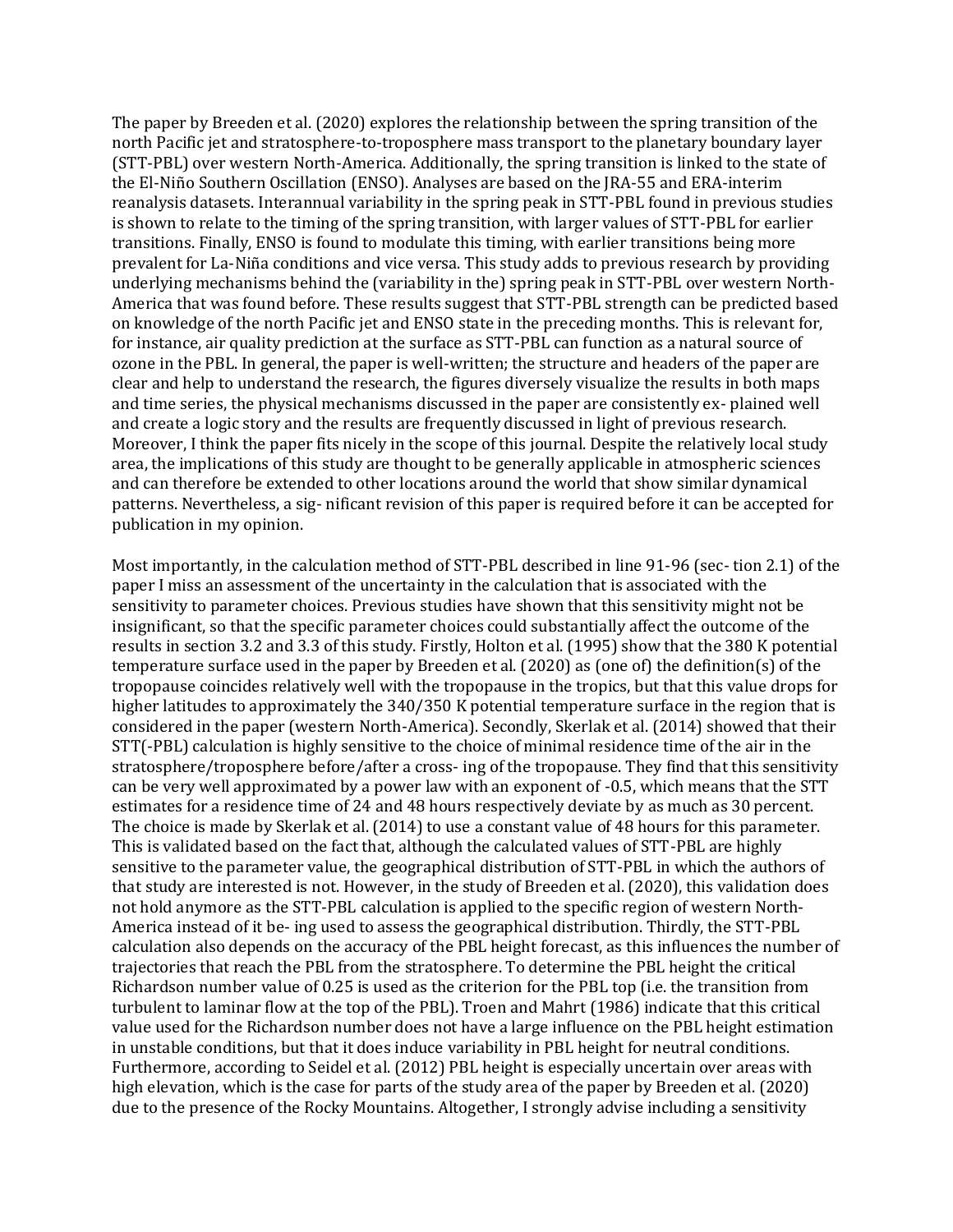The paper by Breeden et al. (2020) explores the relationship between the spring transition of the north Pacific jet and stratosphere-to-troposphere mass transport to the planetary boundary layer (STT-PBL) over western North-America. Additionally, the spring transition is linked to the state of the El-Niño Southern Oscillation (ENSO). Analyses are based on the JRA-55 and ERA-interim reanalysis datasets. Interannual variability in the spring peak in STT-PBL found in previous studies is shown to relate to the timing of the spring transition, with larger values of STT-PBL for earlier transitions. Finally, ENSO is found to modulate this timing, with earlier transitions being more prevalent for La-Niña conditions and vice versa. This study adds to previous research by providing underlying mechanisms behind the (variability in the) spring peak in STT-PBL over western North-America that was found before. These results suggest that STT-PBL strength can be predicted based on knowledge of the north Pacific jet and ENSO state in the preceding months. This is relevant for, for instance, air quality prediction at the surface as STT-PBL can function as a natural source of ozone in the PBL. In general, the paper is well-written; the structure and headers of the paper are clear and help to understand the research, the figures diversely visualize the results in both maps and time series, the physical mechanisms discussed in the paper are consistently ex- plained well and create a logic story and the results are frequently discussed in light of previous research. Moreover, I think the paper fits nicely in the scope of this journal. Despite the relatively local study area, the implications of this study are thought to be generally applicable in atmospheric sciences and can therefore be extended to other locations around the world that show similar dynamical patterns. Nevertheless, a sig- nificant revision of this paper is required before it can be accepted for publication in my opinion.

Most importantly, in the calculation method of STT-PBL described in line 91-96 (sec- tion 2.1) of the paper I miss an assessment of the uncertainty in the calculation that is associated with the sensitivity to parameter choices. Previous studies have shown that this sensitivity might not be insignificant, so that the specific parameter choices could substantially affect the outcome of the results in section 3.2 and 3.3 of this study. Firstly, Holton et al. (1995) show that the 380 K potential temperature surface used in the paper by Breeden et al. (2020) as (one of) the definition(s) of the tropopause coincides relatively well with the tropopause in the tropics, but that this value drops for higher latitudes to approximately the 340/350 K potential temperature surface in the region that is considered in the paper (western North-America). Secondly, Skerlak et al. (2014) showed that their STT(-PBL) calculation is highly sensitive to the choice of minimal residence time of the air in the stratosphere/troposphere before/after a cross- ing of the tropopause. They find that this sensitivity can be very well approximated by a power law with an exponent of -0.5, which means that the STT estimates for a residence time of 24 and 48 hours respectively deviate by as much as 30 percent. The choice is made by Skerlak et al. (2014) to use a constant value of 48 hours for this parameter. This is validated based on the fact that, although the calculated values of STT-PBL are highly sensitive to the parameter value, the geographical distribution of STT-PBL in which the authors of that study are interested is not. However, in the study of Breeden et al. (2020), this validation does not hold anymore as the STT-PBL calculation is applied to the specific region of western North-America instead of it be- ing used to assess the geographical distribution. Thirdly, the STT-PBL calculation also depends on the accuracy of the PBL height forecast, as this influences the number of trajectories that reach the PBL from the stratosphere. To determine the PBL height the critical Richardson number value of 0.25 is used as the criterion for the PBL top (i.e. the transition from turbulent to laminar flow at the top of the PBL). Troen and Mahrt (1986) indicate that this critical value used for the Richardson number does not have a large influence on the PBL height estimation in unstable conditions, but that it does induce variability in PBL height for neutral conditions. Furthermore, according to Seidel et al. (2012) PBL height is especially uncertain over areas with high elevation, which is the case for parts of the study area of the paper by Breeden et al. (2020) due to the presence of the Rocky Mountains. Altogether, I strongly advise including a sensitivity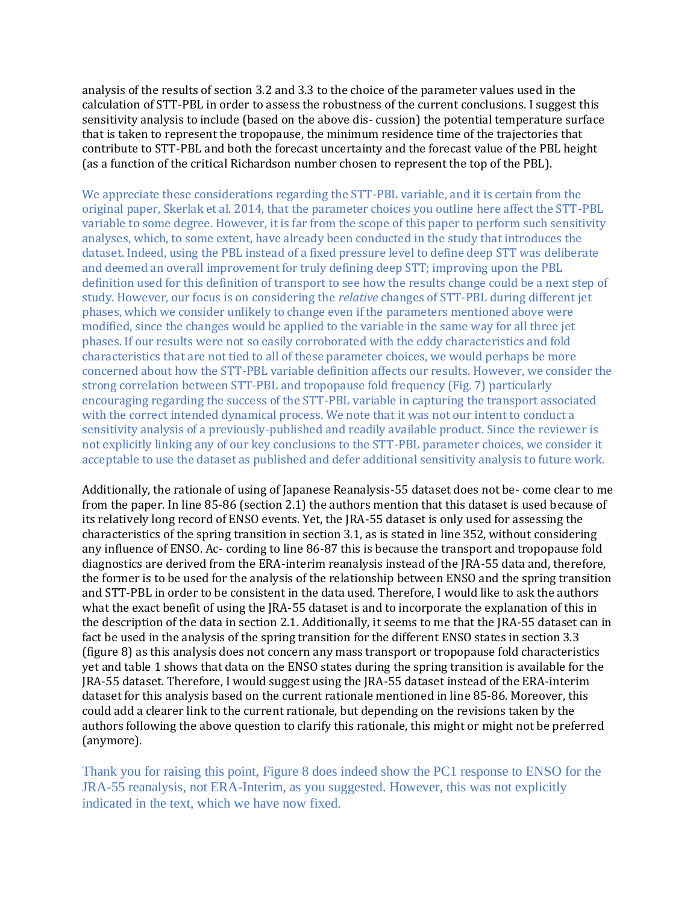analysis of the results of section 3.2 and 3.3 to the choice of the parameter values used in the calculation of STT-PBL in order to assess the robustness of the current conclusions. I suggest this sensitivity analysis to include (based on the above dis- cussion) the potential temperature surface that is taken to represent the tropopause, the minimum residence time of the trajectories that contribute to STT-PBL and both the forecast uncertainty and the forecast value of the PBL height (as a function of the critical Richardson number chosen to represent the top of the PBL).

We appreciate these considerations regarding the STT-PBL variable, and it is certain from the original paper, Skerlak et al. 2014, that the parameter choices you outline here affect the STT-PBL variable to some degree. However, it is far from the scope of this paper to perform such sensitivity analyses, which, to some extent, have already been conducted in the study that introduces the dataset. Indeed, using the PBL instead of a fixed pressure level to define deep STT was deliberate and deemed an overall improvement for truly defining deep STT; improving upon the PBL definition used for this definition of transport to see how the results change could be a next step of study. However, our focus is on considering the *relative* changes of STT-PBL during different jet phases, which we consider unlikely to change even if the parameters mentioned above were modified, since the changes would be applied to the variable in the same way for all three jet phases. If our results were not so easily corroborated with the eddy characteristics and fold characteristics that are not tied to all of these parameter choices, we would perhaps be more concerned about how the STT-PBL variable definition affects our results. However, we consider the strong correlation between STT-PBL and tropopause fold frequency (Fig. 7) particularly encouraging regarding the success of the STT-PBL variable in capturing the transport associated with the correct intended dynamical process. We note that it was not our intent to conduct a sensitivity analysis of a previously-published and readily available product. Since the reviewer is not explicitly linking any of our key conclusions to the STT-PBL parameter choices, we consider it acceptable to use the dataset as published and defer additional sensitivity analysis to future work.

Additionally, the rationale of using of Japanese Reanalysis-55 dataset does not be- come clear to me from the paper. In line 85-86 (section 2.1) the authors mention that this dataset is used because of its relatively long record of ENSO events. Yet, the JRA-55 dataset is only used for assessing the characteristics of the spring transition in section 3.1, as is stated in line 352, without considering any influence of ENSO. Ac- cording to line 86-87 this is because the transport and tropopause fold diagnostics are derived from the ERA-interim reanalysis instead of the JRA-55 data and, therefore, the former is to be used for the analysis of the relationship between ENSO and the spring transition and STT-PBL in order to be consistent in the data used. Therefore, I would like to ask the authors what the exact benefit of using the JRA-55 dataset is and to incorporate the explanation of this in the description of the data in section 2.1. Additionally, it seems to me that the JRA-55 dataset can in fact be used in the analysis of the spring transition for the different ENSO states in section 3.3 (figure 8) as this analysis does not concern any mass transport or tropopause fold characteristics yet and table 1 shows that data on the ENSO states during the spring transition is available for the JRA-55 dataset. Therefore, I would suggest using the JRA-55 dataset instead of the ERA-interim dataset for this analysis based on the current rationale mentioned in line 85-86. Moreover, this could add a clearer link to the current rationale, but depending on the revisions taken by the authors following the above question to clarify this rationale, this might or might not be preferred (anymore).

Thank you for raising this point, Figure 8 does indeed show the PC1 response to ENSO for the JRA-55 reanalysis, not ERA-Interim, as you suggested. However, this was not explicitly indicated in the text, which we have now fixed.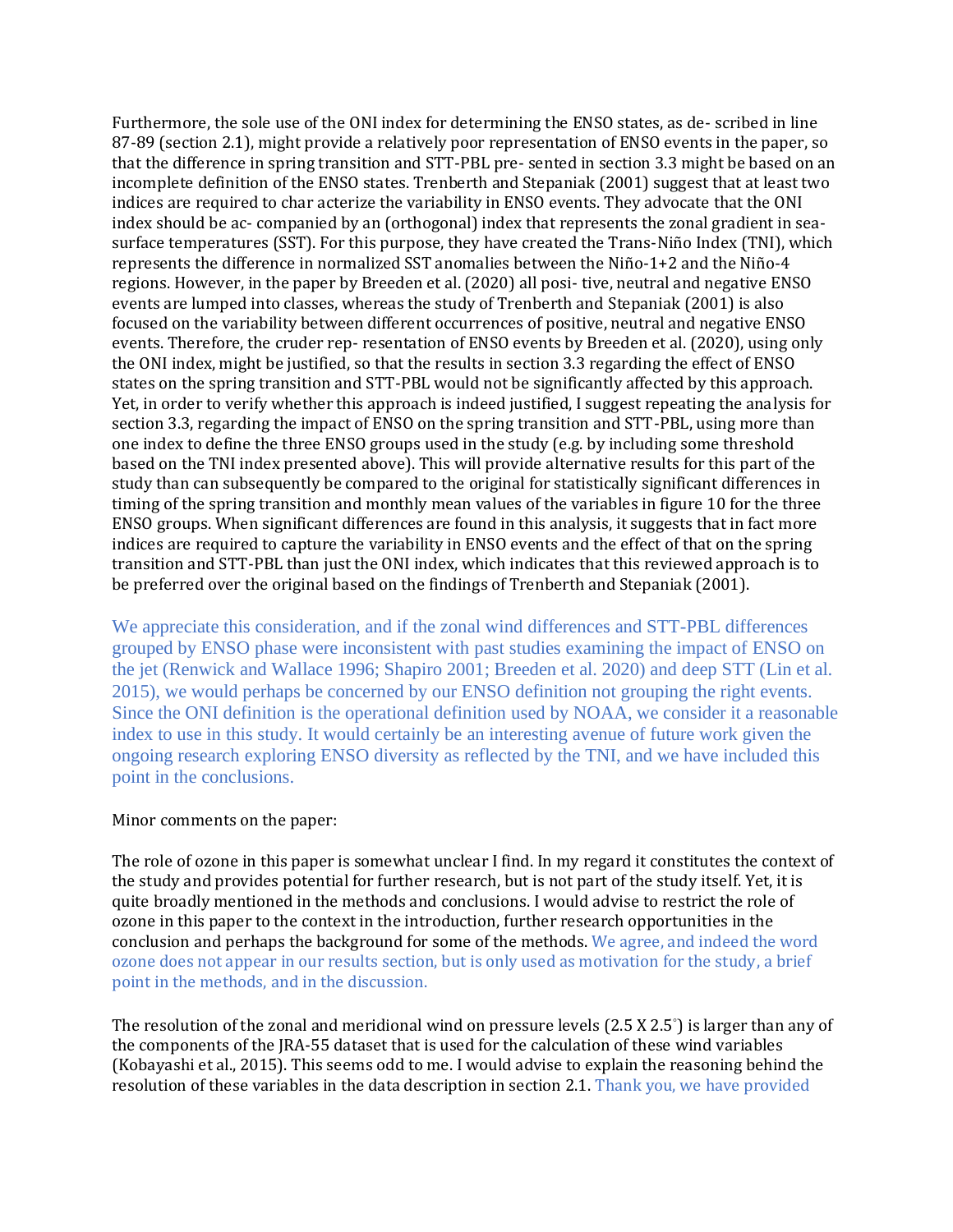Furthermore, the sole use of the ONI index for determining the ENSO states, as de- scribed in line 87-89 (section 2.1), might provide a relatively poor representation of ENSO events in the paper, so that the difference in spring transition and STT-PBL pre- sented in section 3.3 might be based on an incomplete definition of the ENSO states. Trenberth and Stepaniak (2001) suggest that at least two indices are required to char acterize the variability in ENSO events. They advocate that the ONI index should be ac- companied by an (orthogonal) index that represents the zonal gradient in sea-surface temperatures (SST). For this purpose, they have created the Trans-Niño Index (TNI), which represents the difference in normalized SST anomalies between the Niño-1+2 and the Niño-4 regions. However, in the paper by Breeden et al. (2020) all posi- tive, neutral and negative ENSO events are lumped into classes, whereas the study of Trenberth and Stepaniak (2001) is also focused on the variability between different occurrences of positive, neutral and negative ENSO events. Therefore, the cruder rep- resentation of ENSO events by Breeden et al. (2020), using only the ONI index, might be justified, so that the results in section 3.3 regarding the effect of ENSO states on the spring transition and STT-PBL would not be significantly affected by this approach. Yet, in order to verify whether this approach is indeed justified, I suggest repeating the analysis for section 3.3, regarding the impact of ENSO on the spring transition and STT-PBL, using more than one index to define the three ENSO groups used in the study (e.g. by including some threshold based on the TNI index presented above). This will provide alternative results for this part of the study than can subsequently be compared to the original for statistically significant differences in timing of the spring transition and monthly mean values of the variables in figure 10 for the three ENSO groups. When significant differences are found in this analysis, it suggests that in fact more indices are required to capture the variability in ENSO events and the effect of that on the spring transition and STT-PBL than just the ONI index, which indicates that this reviewed approach is to be preferred over the original based on the findings of Trenberth and Stepaniak (2001).

We appreciate this consideration, and if the zonal wind differences and STT-PBL differences grouped by ENSO phase were inconsistent with past studies examining the impact of ENSO on the jet (Renwick and Wallace 1996; Shapiro 2001; Breeden et al. 2020) and deep STT (Lin et al. 2015), we would perhaps be concerned by our ENSO definition not grouping the right events. Since the ONI definition is the operational definition used by NOAA, we consider it a reasonable index to use in this study. It would certainly be an interesting avenue of future work given the ongoing research exploring ENSO diversity as reflected by the TNI, and we have included this point in the conclusions.

Minor comments on the paper:

The role of ozone in this paper is somewhat unclear I find. In my regard it constitutes the context of the study and provides potential for further research, but is not part of the study itself. Yet, it is quite broadly mentioned in the methods and conclusions. I would advise to restrict the role of ozone in this paper to the context in the introduction, further research opportunities in the conclusion and perhaps the background for some of the methods. We agree, and indeed the word ozone does not appear in our results section, but is only used as motivation for the study, a brief point in the methods, and in the discussion.

The resolution of the zonal and meridional wind on pressure levels (2.5 X 2.5°) is larger than any of the components of the JRA-55 dataset that is used for the calculation of these wind variables (Kobayashi et al., 2015). This seems odd to me. I would advise to explain the reasoning behind the resolution of these variables in the data description in section 2.1. Thank you, we have provided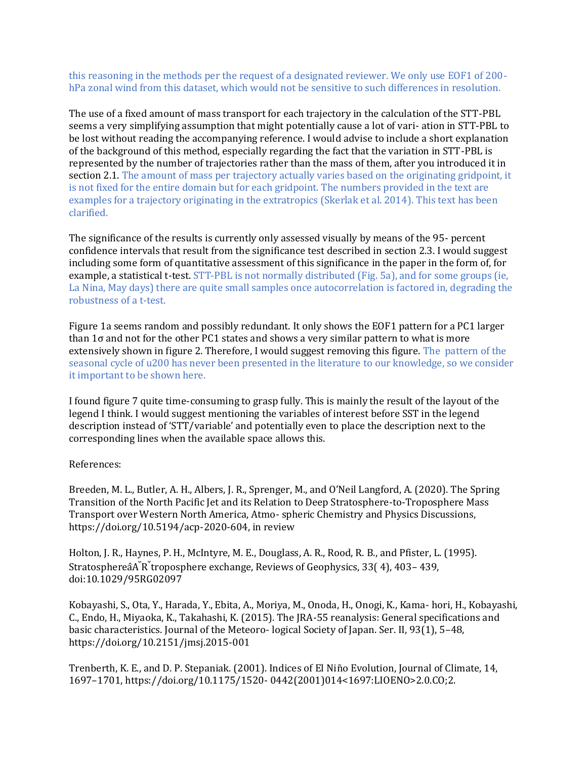this reasoning in the methods per the request of a designated reviewer. We only use EOF1 of 200-hPa zonal wind from this dataset, which would not be sensitive to such differences in resolution.

The use of a fixed amount of mass transport for each trajectory in the calculation of the STT-PBL seems a very simplifying assumption that might potentially cause a lot of vari- ation in STT-PBL to be lost without reading the accompanying reference. I would advise to include a short explanation of the background of this method, especially regarding the fact that the variation in STT-PBL is represented by the number of trajectories rather than the mass of them, after you introduced it in section 2.1. The amount of mass per trajectory actually varies based on the originating gridpoint, it is not fixed for the entire domain but for each gridpoint. The numbers provided in the text are examples for a trajectory originating in the extratropics (Skerlak et al. 2014). This text has been clarified.

The significance of the results is currently only assessed visually by means of the 95- percent confidence intervals that result from the significance test described in section 2.3. I would suggest including some form of quantitative assessment of this significance in the paper in the form of, for example, a statistical t-test. STT-PBL is not normally distributed (Fig. 5a), and for some groups (ie, La Nina, May days) there are quite small samples once autocorrelation is factored in, degrading the robustness of a t-test.

Figure 1a seems random and possibly redundant. It only shows the EOF1 pattern for a PC1 larger than 1σ and not for the other PC1 states and shows a very similar pattern to what is more extensively shown in figure 2. Therefore, I would suggest removing this figure. The pattern of the seasonal cycle of u200 has never been presented in the literature to our knowledge, so we consider it important to be shown here.

I found figure 7 quite time-consuming to grasp fully. This is mainly the result of the layout of the legend I think. I would suggest mentioning the variables of interest before SST in the legend description instead of 'STT/variable' and potentially even to place the description next to the corresponding lines when the available space allows this.

References:

Breeden, M. L., Butler, A. H., Albers, J. R., Sprenger, M., and O'Neil Langford, A. (2020). The Spring Transition of the North Pacific Jet and its Relation to Deep Stratosphere-to-Troposphere Mass Transport over Western North America, Atmo- spheric Chemistry and Physics Discussions, https://doi.org/10.5194/acp-2020-604, in review

Holton, J. R., Haynes, P. H., McIntyre, M. E., Douglass, A. R., Rood, R. B., and Pfister, L. (1995). StratosphereâĂŘtroposphere exchange, Reviews of Geophysics, 33( 4), 403– 439, doi:10.1029/95RG02097

Kobayashi, S., Ota, Y., Harada, Y., Ebita, A., Moriya, M., Onoda, H., Onogi, K., Kama- hori, H., Kobayashi, C., Endo, H., Miyaoka, K., Takahashi, K. (2015). The JRA-55 reanalysis: General specifications and basic characteristics. Journal of the Meteoro- logical Society of Japan. Ser. II, 93(1), 5–48, https://doi.org/10.2151/jmsj.2015-001

Trenberth, K. E., and D. P. Stepaniak. (2001). Indices of El Niño Evolution, Journal of Climate, 14, 1697–1701, https://doi.org/10.1175/1520- 0442(2001)014<1697:LIOENO>2.0.CO;2.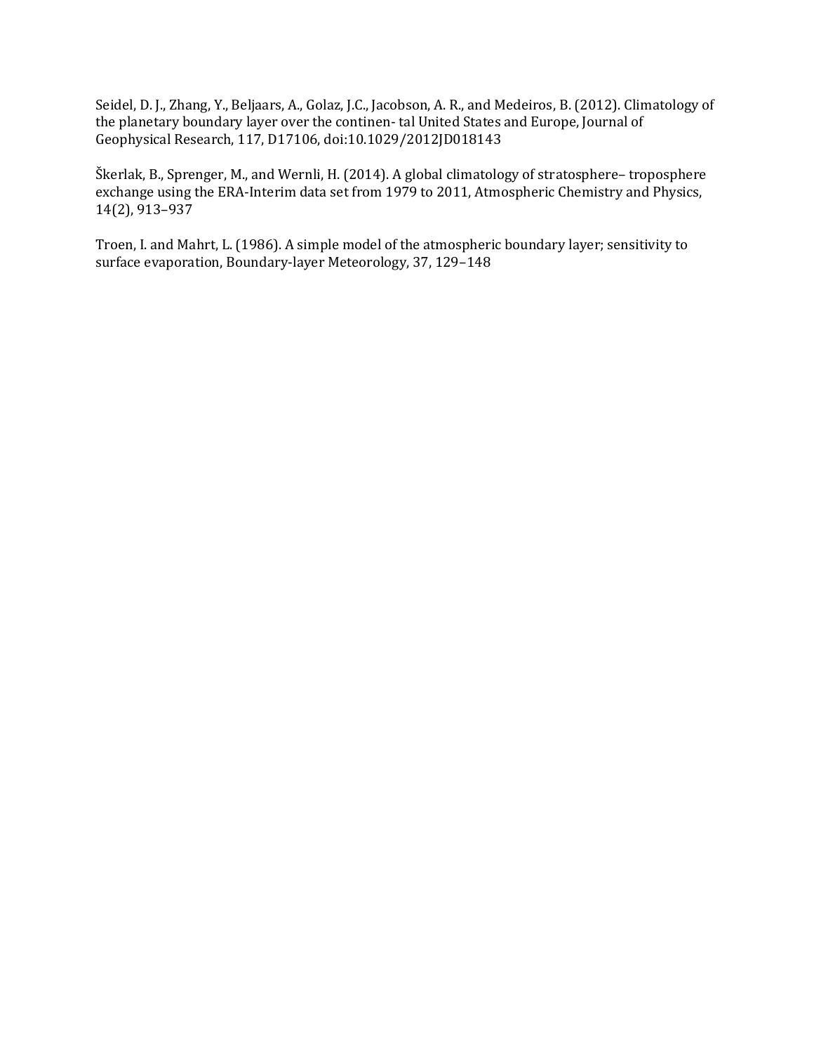Seidel, D. J., Zhang, Y., Beljaars, A., Golaz, J.C., Jacobson, A. R., and Medeiros, B. (2012). Climatology of the planetary boundary layer over the continen- tal United States and Europe, Journal of Geophysical Research, 117, D17106, doi:10.1029/2012JD018143

Škerlak, B., Sprenger, M., and Wernli, H. (2014). A global climatology of stratosphere– troposphere exchange using the ERA-Interim data set from 1979 to 2011, Atmospheric Chemistry and Physics, 14(2), 913–937

Troen, I. and Mahrt, L. (1986). A simple model of the atmospheric boundary layer; sensitivity to surface evaporation, Boundary-layer Meteorology, 37, 129–148